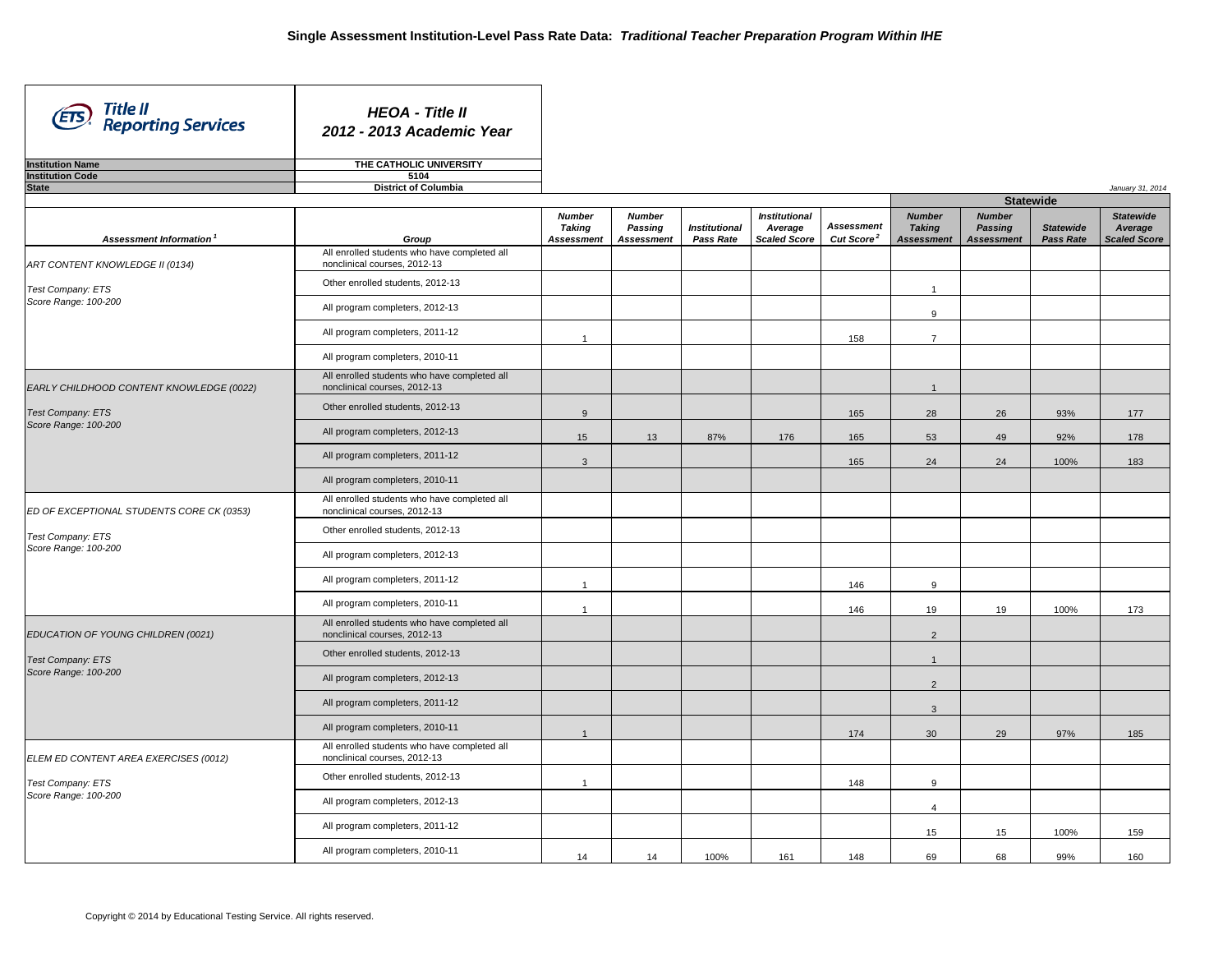# Single Assessment Institution-Level Pass Rate Data: *Traditional Teacher Preparation Program Within IHE*

**Title II Reporting Services**

***HEOA - Title II 2012 - 2013 Academic Year***

| | |
|---|---|
| **Institution Name** | **THE CATHOLIC UNIVERSITY** |
| **Institution Code** | **5104** |
| **State** | **District of Columbia** |

*January 31, 2014*

| *Assessment Information* [1] | Group | *Number Taking Assessment* | *Number Passing Assessment* | *Institutional Pass Rate* | *Institutional Average Scaled Score* | *Assessment Cut Score* [2] | Statewide *Number Taking Assessment* | Statewide *Number Passing Assessment* | *Statewide Pass Rate* | *Statewide Average Scaled Score* |
|---|---|---|---|---|---|---|---|---|---|---|
| ART CONTENT KNOWLEDGE II (0134) | All enrolled students who have completed all nonclinical courses, 2012-13 | | | | | | | | | |
| Test Company: ETS | Other enrolled students, 2012-13 | | | | | | 1 | | | |
| Score Range: 100-200 | All program completers, 2012-13 | | | | | | 9 | | | |
| | All program completers, 2011-12 | 1 | | | | 158 | 7 | | | |
| | All program completers, 2010-11 | | | | | | | | | |
| EARLY CHILDHOOD CONTENT KNOWLEDGE (0022) | All enrolled students who have completed all nonclinical courses, 2012-13 | | | | | | 1 | | | |
| Test Company: ETS | Other enrolled students, 2012-13 | 9 | | | | 165 | 28 | 26 | 93% | 177 |
| Score Range: 100-200 | All program completers, 2012-13 | 15 | 13 | 87% | 176 | 165 | 53 | 49 | 92% | 178 |
| | All program completers, 2011-12 | 3 | | | | 165 | 24 | 24 | 100% | 183 |
| | All program completers, 2010-11 | | | | | | | | | |
| ED OF EXCEPTIONAL STUDENTS CORE CK (0353) | All enrolled students who have completed all nonclinical courses, 2012-13 | | | | | | | | | |
| Test Company: ETS | Other enrolled students, 2012-13 | | | | | | | | | |
| Score Range: 100-200 | All program completers, 2012-13 | | | | | | | | | |
| | All program completers, 2011-12 | 1 | | | | 146 | 9 | | | |
| | All program completers, 2010-11 | 1 | | | | 146 | 19 | 19 | 100% | 173 |
| EDUCATION OF YOUNG CHILDREN (0021) | All enrolled students who have completed all nonclinical courses, 2012-13 | | | | | | 2 | | | |
| Test Company: ETS | Other enrolled students, 2012-13 | | | | | | 1 | | | |
| Score Range: 100-200 | All program completers, 2012-13 | | | | | | 2 | | | |
| | All program completers, 2011-12 | | | | | | 3 | | | |
| | All program completers, 2010-11 | 1 | | | | 174 | 30 | 29 | 97% | 185 |
| ELEM ED CONTENT AREA EXERCISES (0012) | All enrolled students who have completed all nonclinical courses, 2012-13 | | | | | | | | | |
| Test Company: ETS | Other enrolled students, 2012-13 | 1 | | | | 148 | 9 | | | |
| Score Range: 100-200 | All program completers, 2012-13 | | | | | | 4 | | | |
| | All program completers, 2011-12 | | | | | | 15 | 15 | 100% | 159 |
| | All program completers, 2010-11 | 14 | 14 | 100% | 161 | 148 | 69 | 68 | 99% | 160 |

Copyright © 2014 by Educational Testing Service. All rights reserved.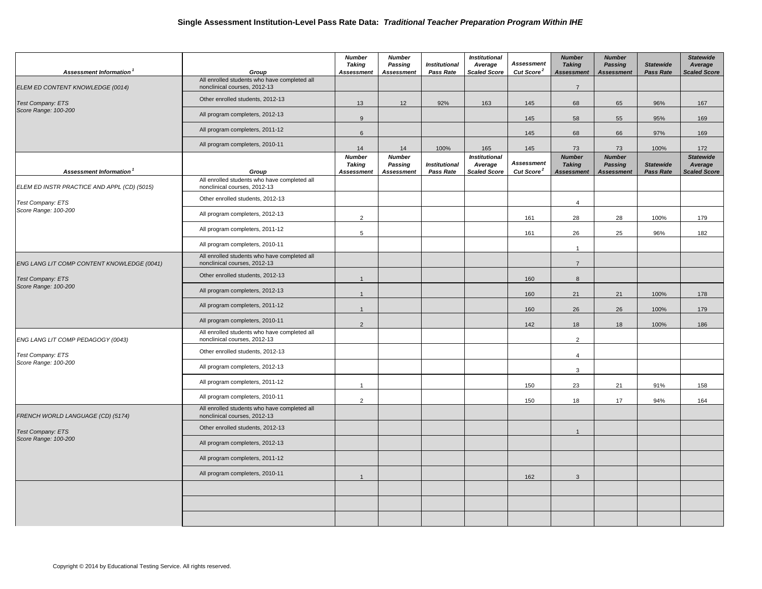## Single Assessment Institution-Level Pass Rate Data: *Traditional Teacher Preparation Program Within IHE*

| Assessment Information [1] | Group | Number Taking Assessment | Number Passing Assessment | Institutional Pass Rate | Institutional Average Scaled Score | Assessment Cut Score [2] | Number Taking Assessment | Number Passing Assessment | Statewide Pass Rate | Statewide Average Scaled Score |
|---|---|---|---|---|---|---|---|---|---|---|
| *ELEM ED CONTENT KNOWLEDGE (0014)* | All enrolled students who have completed all nonclinical courses, 2012-13 | | | | | | 7 | | | |
| *Test Company: ETS* | Other enrolled students, 2012-13 | 13 | 12 | 92% | 163 | 145 | 68 | 65 | 96% | 167 |
| *Score Range: 100-200* | All program completers, 2012-13 | 9 | | | | 145 | 58 | 55 | 95% | 169 |
| | All program completers, 2011-12 | 6 | | | | 145 | 68 | 66 | 97% | 169 |
| | All program completers, 2010-11 | 14 | 14 | 100% | 165 | 145 | 73 | 73 | 100% | 172 |

| Assessment Information [1] | Group | Number Taking Assessment | Number Passing Assessment | Institutional Pass Rate | Institutional Average Scaled Score | Assessment Cut Score [2] | Number Taking Assessment | Number Passing Assessment | Statewide Pass Rate | Statewide Average Scaled Score |
|---|---|---|---|---|---|---|---|---|---|---|
| *ELEM ED INSTR PRACTICE AND APPL (CD) (5015)* | All enrolled students who have completed all nonclinical courses, 2012-13 | | | | | | | | | |
| *Test Company: ETS* | Other enrolled students, 2012-13 | | | | | | 4 | | | |
| *Score Range: 100-200* | All program completers, 2012-13 | 2 | | | | 161 | 28 | 28 | 100% | 179 |
| | All program completers, 2011-12 | 5 | | | | 161 | 26 | 25 | 96% | 182 |
| | All program completers, 2010-11 | | | | | | 1 | | | |
| *ENG LANG LIT COMP CONTENT KNOWLEDGE (0041)* | All enrolled students who have completed all nonclinical courses, 2012-13 | | | | | | 7 | | | |
| *Test Company: ETS* | Other enrolled students, 2012-13 | 1 | | | | 160 | 8 | | | |
| *Score Range: 100-200* | All program completers, 2012-13 | 1 | | | | 160 | 21 | 21 | 100% | 178 |
| | All program completers, 2011-12 | 1 | | | | 160 | 26 | 26 | 100% | 179 |
| | All program completers, 2010-11 | 2 | | | | 142 | 18 | 18 | 100% | 186 |
| *ENG LANG LIT COMP PEDAGOGY (0043)* | All enrolled students who have completed all nonclinical courses, 2012-13 | | | | | | 2 | | | |
| *Test Company: ETS* | Other enrolled students, 2012-13 | | | | | | 4 | | | |
| *Score Range: 100-200* | All program completers, 2012-13 | | | | | | 3 | | | |
| | All program completers, 2011-12 | 1 | | | | 150 | 23 | 21 | 91% | 158 |
| | All program completers, 2010-11 | 2 | | | | 150 | 18 | 17 | 94% | 164 |
| *FRENCH WORLD LANGUAGE (CD) (5174)* | All enrolled students who have completed all nonclinical courses, 2012-13 | | | | | | | | | |
| *Test Company: ETS* | Other enrolled students, 2012-13 | | | | | | 1 | | | |
| *Score Range: 100-200* | All program completers, 2012-13 | | | | | | | | | |
| | All program completers, 2011-12 | | | | | | | | | |
| | All program completers, 2010-11 | 1 | | | | 162 | 3 | | | |
| | | | | | | | | | | |
| | | | | | | | | | | |
| | | | | | | | | | | |

Copyright © 2014 by Educational Testing Service. All rights reserved.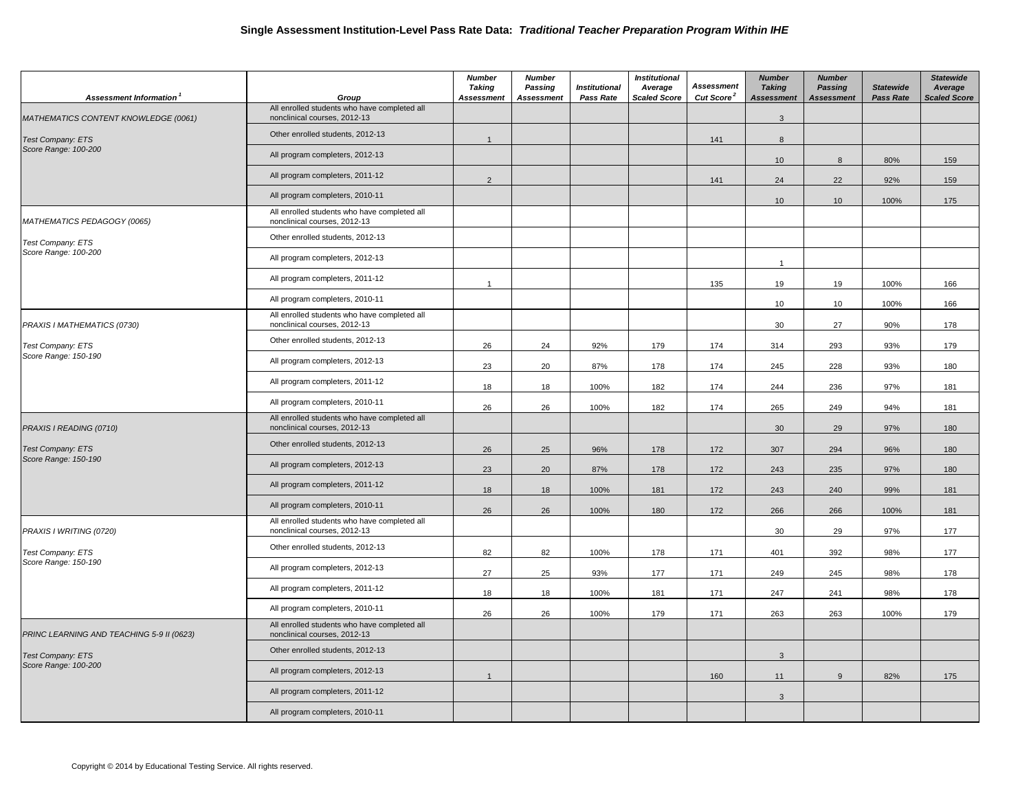## Single Assessment Institution-Level Pass Rate Data: *Traditional Teacher Preparation Program Within IHE*

| Assessment Information [1] | Group | Number Taking Assessment | Number Passing Assessment | Institutional Pass Rate | Institutional Average Scaled Score | Assessment Cut Score [2] | Number Taking Assessment | Number Passing Assessment | Statewide Pass Rate | Statewide Average Scaled Score |
|---|---|---|---|---|---|---|---|---|---|---|
| MATHEMATICS CONTENT KNOWLEDGE (0061) | All enrolled students who have completed all nonclinical courses, 2012-13 | | | | | | 3 | | | |
| Test Company: ETS<br>Score Range: 100-200 | Other enrolled students, 2012-13 | 1 | | | | 141 | 8 | | | |
| | All program completers, 2012-13 | | | | | | 10 | 8 | 80% | 159 |
| | All program completers, 2011-12 | 2 | | | | 141 | 24 | 22 | 92% | 159 |
| | All program completers, 2010-11 | | | | | | 10 | 10 | 100% | 175 |
| MATHEMATICS PEDAGOGY (0065) | All enrolled students who have completed all nonclinical courses, 2012-13 | | | | | | | | | |
| Test Company: ETS<br>Score Range: 100-200 | Other enrolled students, 2012-13 | | | | | | | | | |
| | All program completers, 2012-13 | | | | | | 1 | | | |
| | All program completers, 2011-12 | 1 | | | | 135 | 19 | 19 | 100% | 166 |
| | All program completers, 2010-11 | | | | | | 10 | 10 | 100% | 166 |
| PRAXIS I MATHEMATICS (0730) | All enrolled students who have completed all nonclinical courses, 2012-13 | | | | | | 30 | 27 | 90% | 178 |
| Test Company: ETS<br>Score Range: 150-190 | Other enrolled students, 2012-13 | 26 | 24 | 92% | 179 | 174 | 314 | 293 | 93% | 179 |
| | All program completers, 2012-13 | 23 | 20 | 87% | 178 | 174 | 245 | 228 | 93% | 180 |
| | All program completers, 2011-12 | 18 | 18 | 100% | 182 | 174 | 244 | 236 | 97% | 181 |
| | All program completers, 2010-11 | 26 | 26 | 100% | 182 | 174 | 265 | 249 | 94% | 181 |
| PRAXIS I READING (0710) | All enrolled students who have completed all nonclinical courses, 2012-13 | | | | | | 30 | 29 | 97% | 180 |
| Test Company: ETS<br>Score Range: 150-190 | Other enrolled students, 2012-13 | 26 | 25 | 96% | 178 | 172 | 307 | 294 | 96% | 180 |
| | All program completers, 2012-13 | 23 | 20 | 87% | 178 | 172 | 243 | 235 | 97% | 180 |
| | All program completers, 2011-12 | 18 | 18 | 100% | 181 | 172 | 243 | 240 | 99% | 181 |
| | All program completers, 2010-11 | 26 | 26 | 100% | 180 | 172 | 266 | 266 | 100% | 181 |
| PRAXIS I WRITING (0720) | All enrolled students who have completed all nonclinical courses, 2012-13 | | | | | | 30 | 29 | 97% | 177 |
| Test Company: ETS<br>Score Range: 150-190 | Other enrolled students, 2012-13 | 82 | 82 | 100% | 178 | 171 | 401 | 392 | 98% | 177 |
| | All program completers, 2012-13 | 27 | 25 | 93% | 177 | 171 | 249 | 245 | 98% | 178 |
| | All program completers, 2011-12 | 18 | 18 | 100% | 181 | 171 | 247 | 241 | 98% | 178 |
| | All program completers, 2010-11 | 26 | 26 | 100% | 179 | 171 | 263 | 263 | 100% | 179 |
| PRINC LEARNING AND TEACHING 5-9 II (0623) | All enrolled students who have completed all nonclinical courses, 2012-13 | | | | | | | | | |
| Test Company: ETS<br>Score Range: 100-200 | Other enrolled students, 2012-13 | | | | | | 3 | | | |
| | All program completers, 2012-13 | 1 | | | | 160 | 11 | 9 | 82% | 175 |
| | All program completers, 2011-12 | | | | | | 3 | | | |
| | All program completers, 2010-11 | | | | | | | | | |

Copyright © 2014 by Educational Testing Service. All rights reserved.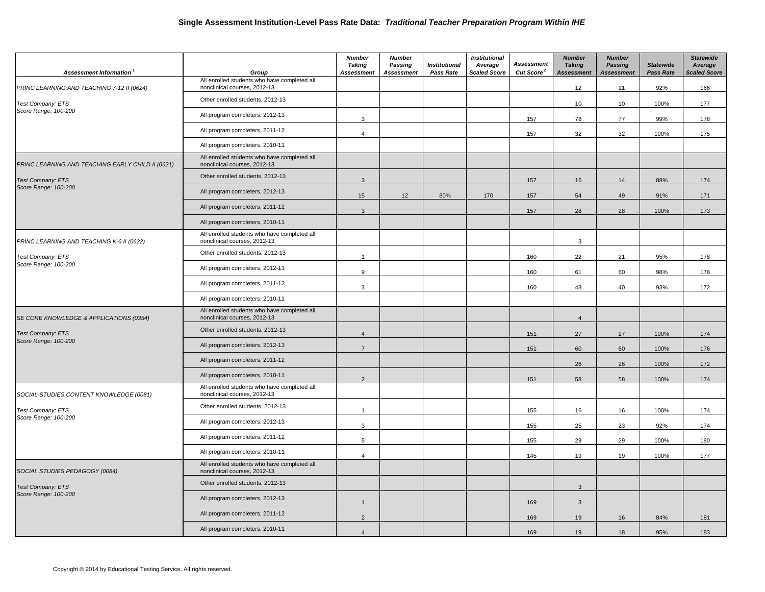## Single Assessment Institution-Level Pass Rate Data: *Traditional Teacher Preparation Program Within IHE*

| Assessment Information [1] | Group | Number Taking Assessment | Number Passing Assessment | Institutional Pass Rate | Institutional Average Scaled Score | Assessment Cut Score [2] | Number Taking Assessment | Number Passing Assessment | Statewide Pass Rate | Statewide Average Scaled Score |
|---|---|---|---|---|---|---|---|---|---|---|
| *PRINC LEARNING AND TEACHING 7-12 II (0624)* | All enrolled students who have completed all nonclinical courses, 2012-13 | | | | | | 12 | 11 | 92% | 166 |
| *Test Company: ETS* | Other enrolled students, 2012-13 | | | | | | 10 | 10 | 100% | 177 |
| *Score Range: 100-200* | All program completers, 2012-13 | 3 | | | | 157 | 78 | 77 | 99% | 178 |
| | All program completers, 2011-12 | 4 | | | | 157 | 32 | 32 | 100% | 175 |
| | All program completers, 2010-11 | | | | | | | | | |
| *PRINC LEARNING AND TEACHING EARLY CHILD II (0621)* | All enrolled students who have completed all nonclinical courses, 2012-13 | | | | | | | | | |
| *Test Company: ETS* | Other enrolled students, 2012-13 | 3 | | | | 157 | 16 | 14 | 88% | 174 |
| *Score Range: 100-200* | All program completers, 2012-13 | 15 | 12 | 80% | 170 | 157 | 54 | 49 | 91% | 171 |
| | All program completers, 2011-12 | 3 | | | | 157 | 28 | 28 | 100% | 173 |
| | All program completers, 2010-11 | | | | | | | | | |
| *PRINC LEARNING AND TEACHING K-6 II (0622)* | All enrolled students who have completed all nonclinical courses, 2012-13 | | | | | | 3 | | | |
| *Test Company: ETS* | Other enrolled students, 2012-13 | 1 | | | | 160 | 22 | 21 | 95% | 178 |
| *Score Range: 100-200* | All program completers, 2012-13 | 9 | | | | 160 | 61 | 60 | 98% | 178 |
| | All program completers, 2011-12 | 3 | | | | 160 | 43 | 40 | 93% | 172 |
| | All program completers, 2010-11 | | | | | | | | | |
| *SE CORE KNOWLEDGE & APPLICATIONS (0354)* | All enrolled students who have completed all nonclinical courses, 2012-13 | | | | | | 4 | | | |
| *Test Company: ETS* | Other enrolled students, 2012-13 | 4 | | | | 151 | 27 | 27 | 100% | 174 |
| *Score Range: 100-200* | All program completers, 2012-13 | 7 | | | | 151 | 60 | 60 | 100% | 176 |
| | All program completers, 2011-12 | | | | | | 26 | 26 | 100% | 172 |
| | All program completers, 2010-11 | 2 | | | | 151 | 58 | 58 | 100% | 174 |
| *SOCIAL STUDIES CONTENT KNOWLEDGE (0081)* | All enrolled students who have completed all nonclinical courses, 2012-13 | | | | | | | | | |
| *Test Company: ETS* | Other enrolled students, 2012-13 | 1 | | | | 155 | 16 | 16 | 100% | 174 |
| *Score Range: 100-200* | All program completers, 2012-13 | 3 | | | | 155 | 25 | 23 | 92% | 174 |
| | All program completers, 2011-12 | 5 | | | | 155 | 29 | 29 | 100% | 180 |
| | All program completers, 2010-11 | 4 | | | | 145 | 19 | 19 | 100% | 177 |
| *SOCIAL STUDIES PEDAGOGY (0084)* | All enrolled students who have completed all nonclinical courses, 2012-13 | | | | | | | | | |
| *Test Company: ETS* | Other enrolled students, 2012-13 | | | | | | 3 | | | |
| *Score Range: 100-200* | All program completers, 2012-13 | 1 | | | | 169 | 3 | | | |
| | All program completers, 2011-12 | 2 | | | | 169 | 19 | 16 | 84% | 181 |
| | All program completers, 2010-11 | 4 | | | | 169 | 19 | 18 | 95% | 183 |

Copyright © 2014 by Educational Testing Service. All rights reserved.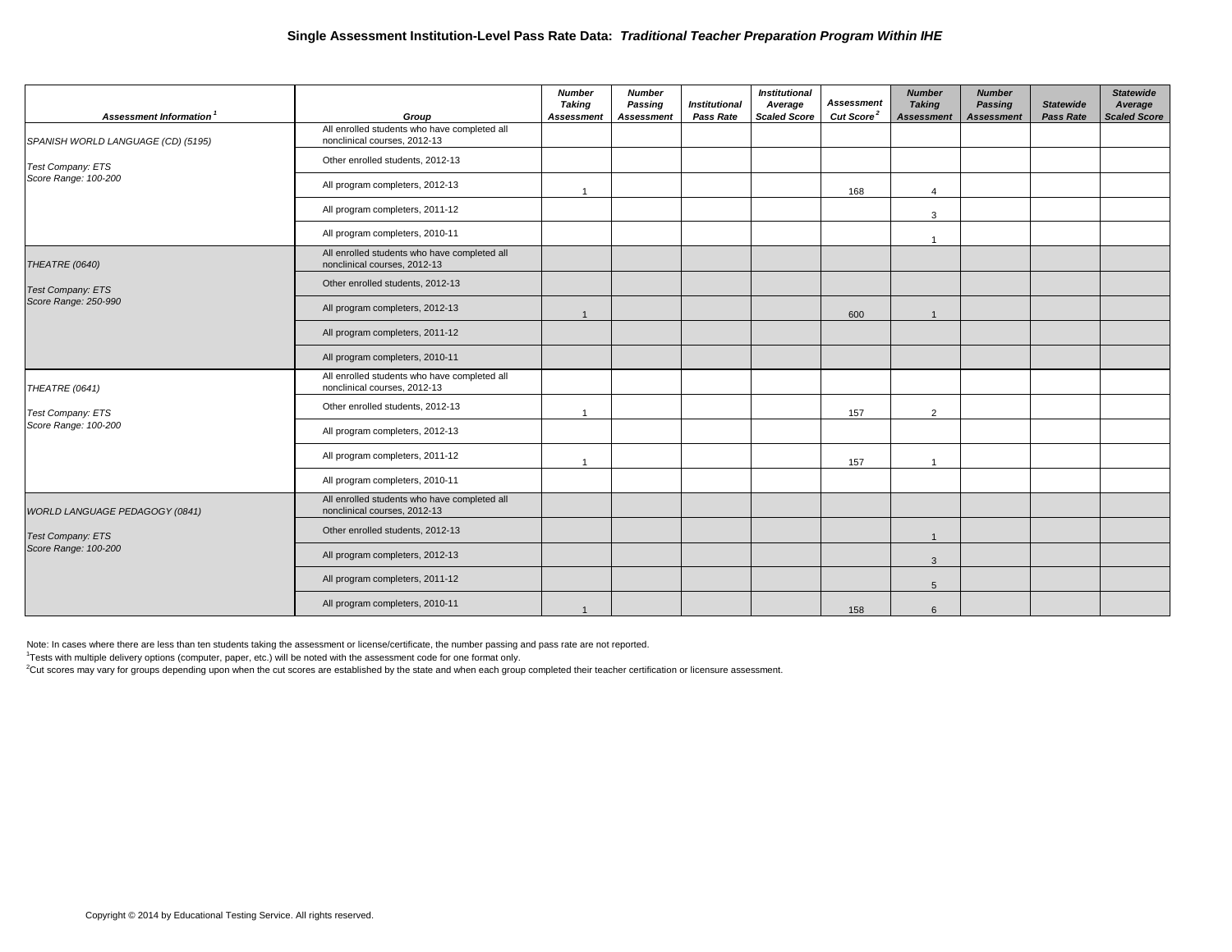## Single Assessment Institution-Level Pass Rate Data: *Traditional Teacher Preparation Program Within IHE*

| Assessment Information[1] | Group | Number Taking Assessment | Number Passing Assessment | Institutional Pass Rate | Institutional Average Scaled Score | Assessment Cut Score[2] | Number Taking Assessment | Number Passing Assessment | Statewide Pass Rate | Statewide Average Scaled Score |
|---|---|---|---|---|---|---|---|---|---|---|
| *SPANISH WORLD LANGUAGE (CD) (5195)* | All enrolled students who have completed all nonclinical courses, 2012-13 | | | | | | | | | |
| *Test Company: ETS* | Other enrolled students, 2012-13 | | | | | | | | | |
| *Score Range: 100-200* | All program completers, 2012-13 | 1 | | | | 168 | 4 | | | |
| | All program completers, 2011-12 | | | | | | 3 | | | |
| | All program completers, 2010-11 | | | | | | 1 | | | |
| *THEATRE (0640)* | All enrolled students who have completed all nonclinical courses, 2012-13 | | | | | | | | | |
| *Test Company: ETS* | Other enrolled students, 2012-13 | | | | | | | | | |
| *Score Range: 250-990* | All program completers, 2012-13 | 1 | | | | 600 | 1 | | | |
| | All program completers, 2011-12 | | | | | | | | | |
| | All program completers, 2010-11 | | | | | | | | | |
| *THEATRE (0641)* | All enrolled students who have completed all nonclinical courses, 2012-13 | | | | | | | | | |
| *Test Company: ETS* | Other enrolled students, 2012-13 | 1 | | | | 157 | 2 | | | |
| *Score Range: 100-200* | All program completers, 2012-13 | | | | | | | | | |
| | All program completers, 2011-12 | 1 | | | | 157 | 1 | | | |
| | All program completers, 2010-11 | | | | | | | | | |
| *WORLD LANGUAGE PEDAGOGY (0841)* | All enrolled students who have completed all nonclinical courses, 2012-13 | | | | | | | | | |
| *Test Company: ETS* | Other enrolled students, 2012-13 | | | | | | 1 | | | |
| *Score Range: 100-200* | All program completers, 2012-13 | | | | | | 3 | | | |
| | All program completers, 2011-12 | | | | | | 5 | | | |
| | All program completers, 2010-11 | 1 | | | | 158 | 6 | | | |

Note: In cases where there are less than ten students taking the assessment or license/certificate, the number passing and pass rate are not reported.

[1]Tests with multiple delivery options (computer, paper, etc.) will be noted with the assessment code for one format only.

[2]Cut scores may vary for groups depending upon when the cut scores are established by the state and when each group completed their teacher certification or licensure assessment.

Copyright © 2014 by Educational Testing Service. All rights reserved.